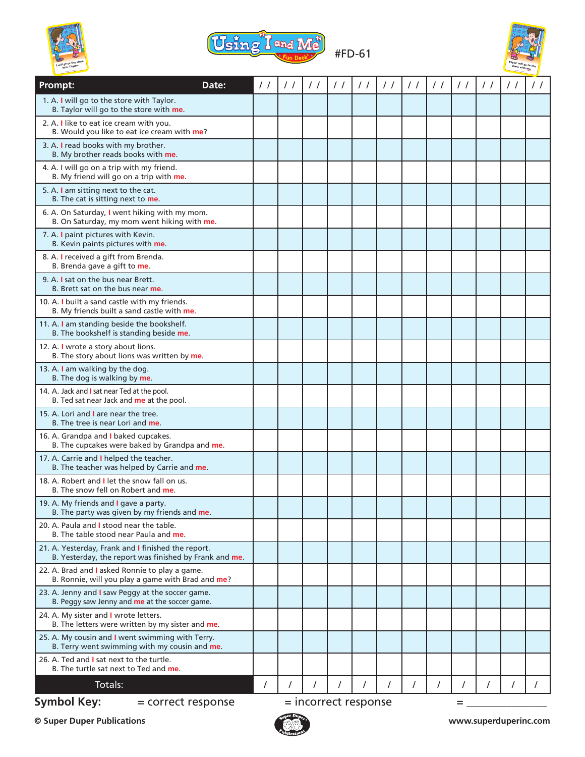# Using "I and Me" Fun Deck

#FD-61

| Prompt: Date: | / / | / / | / / | / / | / / | / / | / / | / / | / / | / / | / / | / / |
|---|---|---|---|---|---|---|---|---|---|---|---|---|
| 1. A. **I** will go to the store with Taylor.<br>B. Taylor will go to the store with **me**. | | | | | | | | | | | | |
| 2. A. **I** like to eat ice cream with you.<br>B. Would you like to eat ice cream with **me**? | | | | | | | | | | | | |
| 3. A. **I** read books with my brother.<br>B. My brother reads books with **me**. | | | | | | | | | | | | |
| 4. A. I will go on a trip with my friend.<br>B. My friend will go on a trip with **me**. | | | | | | | | | | | | |
| 5. A. **I** am sitting next to the cat.<br>B. The cat is sitting next to **me**. | | | | | | | | | | | | |
| 6. A. On Saturday, **I** went hiking with my mom.<br>B. On Saturday, my mom went hiking with **me**. | | | | | | | | | | | | |
| 7. A. **I** paint pictures with Kevin.<br>B. Kevin paints pictures with **me**. | | | | | | | | | | | | |
| 8. A. **I** received a gift from Brenda.<br>B. Brenda gave a gift to **me**. | | | | | | | | | | | | |
| 9. A. **I** sat on the bus near Brett.<br>B. Brett sat on the bus near **me**. | | | | | | | | | | | | |
| 10. A. **I** built a sand castle with my friends.<br>B. My friends built a sand castle with **me**. | | | | | | | | | | | | |
| 11. A. **I** am standing beside the bookshelf.<br>B. The bookshelf is standing beside **me**. | | | | | | | | | | | | |
| 12. A. **I** wrote a story about lions.<br>B. The story about lions was written by **me**. | | | | | | | | | | | | |
| 13. A. **I** am walking by the dog.<br>B. The dog is walking by **me**. | | | | | | | | | | | | |
| 14. A. Jack and **I** sat near Ted at the pool.<br>B. Ted sat near Jack and **me** at the pool. | | | | | | | | | | | | |
| 15. A. Lori and **I** are near the tree.<br>B. The tree is near Lori and **me**. | | | | | | | | | | | | |
| 16. A. Grandpa and **I** baked cupcakes.<br>B. The cupcakes were baked by Grandpa and **me**. | | | | | | | | | | | | |
| 17. A. Carrie and **I** helped the teacher.<br>B. The teacher was helped by Carrie and **me**. | | | | | | | | | | | | |
| 18. A. Robert and **I** let the snow fall on us.<br>B. The snow fell on Robert and **me**. | | | | | | | | | | | | |
| 19. A. My friends and **I** gave a party.<br>B. The party was given by my friends and **me**. | | | | | | | | | | | | |
| 20. A. Paula and **I** stood near the table.<br>B. The table stood near Paula and **me**. | | | | | | | | | | | | |
| 21. A. Yesterday, Frank and **I** finished the report.<br>B. Yesterday, the report was finished by Frank and **me**. | | | | | | | | | | | | |
| 22. A. Brad and **I** asked Ronnie to play a game.<br>B. Ronnie, will you play a game with Brad and **me**? | | | | | | | | | | | | |
| 23. A. Jenny and **I** saw Peggy at the soccer game.<br>B. Peggy saw Jenny and **me** at the soccer game. | | | | | | | | | | | | |
| 24. A. My sister and **I** wrote letters.<br>B. The letters were written by my sister and **me**. | | | | | | | | | | | | |
| 25. A. My cousin and **I** went swimming with Terry.<br>B. Terry went swimming with my cousin and **me**. | | | | | | | | | | | | |
| 26. A. Ted and **I** sat next to the turtle.<br>B. The turtle sat next to Ted and **me**. | | | | | | | | | | | | |
| Totals: | / | / | / | / | / | / | / | / | / | / | / | / |

**Symbol Key:** = correct response = incorrect response = _______________

© Super Duper Publications www.superduperinc.com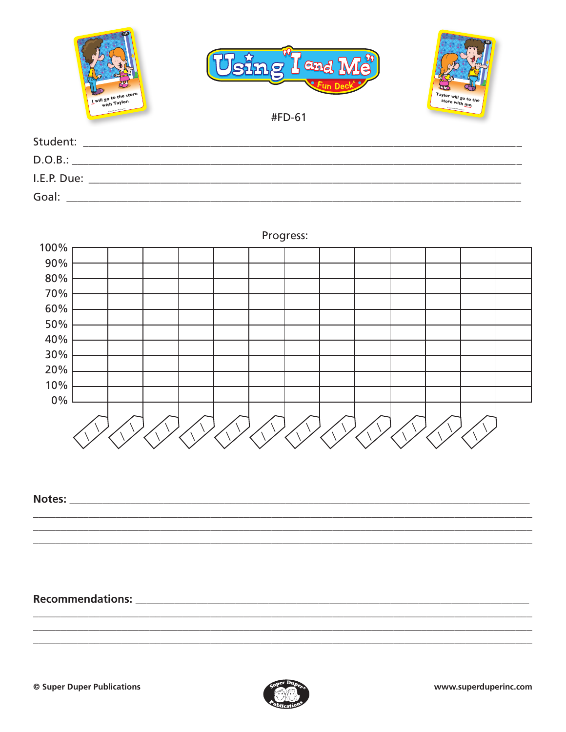# Using "I and Me" Fun Deck®

I will go to the store with Taylor.

Taylor will go to the store with me.

#FD-61

Student: ___________________________________________

D.O.B.: ___________________________________________

I.E.P. Due: ___________________________________________

Goal: ___________________________________________

Progress:

100%
90%
80%
70%
60%
50%
40%
30%
20%
10%
0%

**Notes:** ___________________________________________

___________________________________________

___________________________________________

___________________________________________

**Recommendations:** ___________________________________________

___________________________________________

___________________________________________

___________________________________________

© Super Duper Publications

www.superduperinc.com